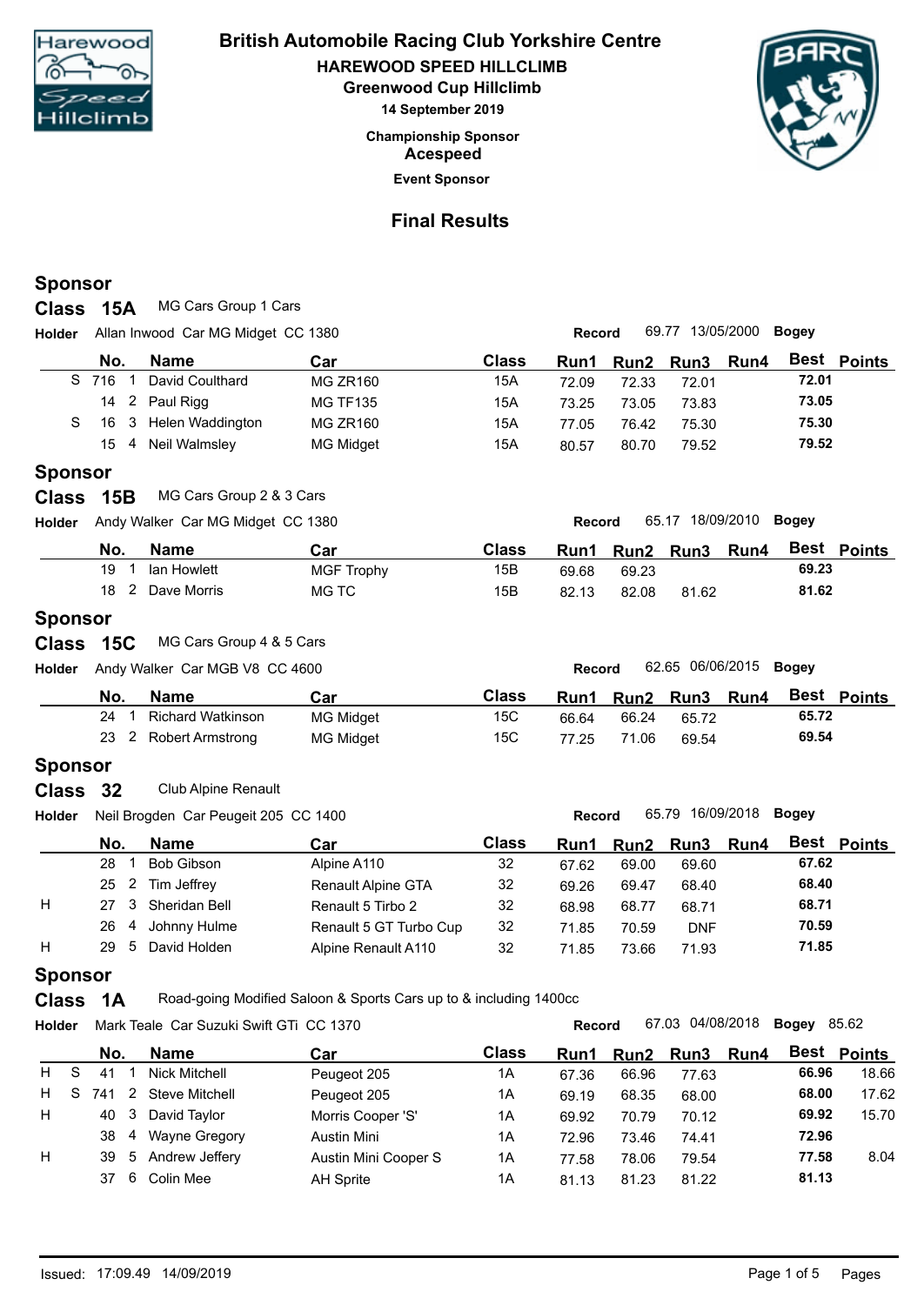# British Automobile Racing Club Yorkshire Centre

## HAREWOOD SPEED HILLCLIMB

### Greenwood Cup Hillclimb

**14 September 2019**

**Championship Sponsor**

**Acespeed**

**Event Sponsor**

## Final Results

### Sponsor

### Class 15A — MG Cars Group 1 Cars

**Holder** Allan Inwood Car MG Midget CC 1380 — **Record** 69.77 13/05/2000 **Bogey**

| | | No. | | Name | Car | Class | Run1 | Run2 | Run3 | Run4 | Best | Points |
|---|---|---|---|---|---|---|---|---|---|---|---|---|
| | S | 716 | 1 | David Coulthard | MG ZR160 | 15A | 72.09 | 72.33 | 72.01 | | **72.01** | |
| | | 14 | 2 | Paul Rigg | MG TF135 | 15A | 73.25 | 73.05 | 73.83 | | **73.05** | |
| | S | 16 | 3 | Helen Waddington | MG ZR160 | 15A | 77.05 | 76.42 | 75.30 | | **75.30** | |
| | | 15 | 4 | Neil Walmsley | MG Midget | 15A | 80.57 | 80.70 | 79.52 | | **79.52** | |

### Sponsor

### Class 15B — MG Cars Group 2 & 3 Cars

**Holder** Andy Walker Car MG Midget CC 1380 — **Record** 65.17 18/09/2010 **Bogey**

| | | No. | | Name | Car | Class | Run1 | Run2 | Run3 | Run4 | Best | Points |
|---|---|---|---|---|---|---|---|---|---|---|---|---|
| | | 19 | 1 | Ian Howlett | MGF Trophy | 15B | 69.68 | 69.23 | | | **69.23** | |
| | | 18 | 2 | Dave Morris | MG TC | 15B | 82.13 | 82.08 | 81.62 | | **81.62** | |

### Sponsor

### Class 15C — MG Cars Group 4 & 5 Cars

**Holder** Andy Walker Car MGB V8 CC 4600 — **Record** 62.65 06/06/2015 **Bogey**

| | | No. | | Name | Car | Class | Run1 | Run2 | Run3 | Run4 | Best | Points |
|---|---|---|---|---|---|---|---|---|---|---|---|---|
| | | 24 | 1 | Richard Watkinson | MG Midget | 15C | 66.64 | 66.24 | 65.72 | | **65.72** | |
| | | 23 | 2 | Robert Armstrong | MG Midget | 15C | 77.25 | 71.06 | 69.54 | | **69.54** | |

### Sponsor

### Class 32 — Club Alpine Renault

**Holder** Neil Brogden Car Peugeit 205 CC 1400 — **Record** 65.79 16/09/2018 **Bogey**

| | | No. | | Name | Car | Class | Run1 | Run2 | Run3 | Run4 | Best | Points |
|---|---|---|---|---|---|---|---|---|---|---|---|---|
| | | 28 | 1 | Bob Gibson | Alpine A110 | 32 | 67.62 | 69.00 | 69.60 | | **67.62** | |
| | | 25 | 2 | Tim Jeffrey | Renault Alpine GTA | 32 | 69.26 | 69.47 | 68.40 | | **68.40** | |
| H | | 27 | 3 | Sheridan Bell | Renault 5 Tirbo 2 | 32 | 68.98 | 68.77 | 68.71 | | **68.71** | |
| | | 26 | 4 | Johnny Hulme | Renault 5 GT Turbo Cup | 32 | 71.85 | 70.59 | DNF | | **70.59** | |
| H | | 29 | 5 | David Holden | Alpine Renault A110 | 32 | 71.85 | 73.66 | 71.93 | | **71.85** | |

### Sponsor

### Class 1A — Road-going Modified Saloon & Sports Cars up to & including 1400cc

**Holder** Mark Teale Car Suzuki Swift GTi CC 1370 — **Record** 67.03 04/08/2018 **Bogey** 85.62

| | | No. | | Name | Car | Class | Run1 | Run2 | Run3 | Run4 | Best | Points |
|---|---|---|---|---|---|---|---|---|---|---|---|---|
| H | S | 41 | 1 | Nick Mitchell | Peugeot 205 | 1A | 67.36 | 66.96 | 77.63 | | **66.96** | 18.66 |
| H | S | 741 | 2 | Steve Mitchell | Peugeot 205 | 1A | 69.19 | 68.35 | 68.00 | | **68.00** | 17.62 |
| H | | 40 | 3 | David Taylor | Morris Cooper 'S' | 1A | 69.92 | 70.79 | 70.12 | | **69.92** | 15.70 |
| | | 38 | 4 | Wayne Gregory | Austin Mini | 1A | 72.96 | 73.46 | 74.41 | | **72.96** | |
| H | | 39 | 5 | Andrew Jeffery | Austin Mini Cooper S | 1A | 77.58 | 78.06 | 79.54 | | **77.58** | 8.04 |
| | | 37 | 6 | Colin Mee | AH Sprite | 1A | 81.13 | 81.23 | 81.22 | | **81.13** | |

Issued: 17:09.49 14/09/2019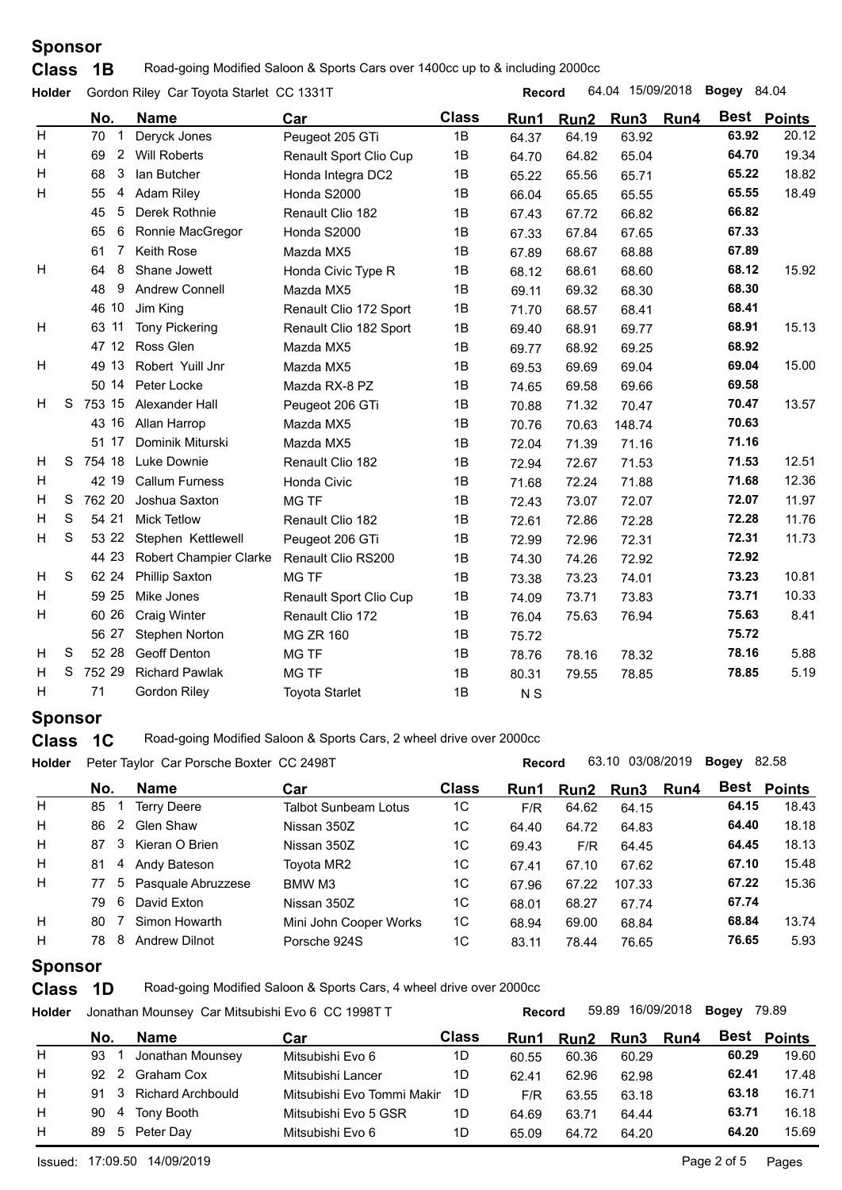## Sponsor

### Class 1B — Road-going Modified Saloon & Sports Cars over 1400cc up to & including 2000cc

**Holder** Gordon Riley Car Toyota Starlet CC 1331T **Record** 64.04 15/09/2018 **Bogey** 84.04

| | | No. | | Name | Car | Class | Run1 | Run2 | Run3 | Run4 | Best | Points |
|---|---|---|---|---|---|---|---|---|---|---|---|---|
| H | | 70 | 1 | Deryck Jones | Peugeot 205 GTi | 1B | 64.37 | 64.19 | 63.92 | | 63.92 | 20.12 |
| H | | 69 | 2 | Will Roberts | Renault Sport Clio Cup | 1B | 64.70 | 64.82 | 65.04 | | 64.70 | 19.34 |
| H | | 68 | 3 | Ian Butcher | Honda Integra DC2 | 1B | 65.22 | 65.56 | 65.71 | | 65.22 | 18.82 |
| H | | 55 | 4 | Adam Riley | Honda S2000 | 1B | 66.04 | 65.65 | 65.55 | | 65.55 | 18.49 |
| | | 45 | 5 | Derek Rothnie | Renault Clio 182 | 1B | 67.43 | 67.72 | 66.82 | | 66.82 | |
| | | 65 | 6 | Ronnie MacGregor | Honda S2000 | 1B | 67.33 | 67.84 | 67.65 | | 67.33 | |
| | | 61 | 7 | Keith Rose | Mazda MX5 | 1B | 67.89 | 68.67 | 68.88 | | 67.89 | |
| H | | 64 | 8 | Shane Jowett | Honda Civic Type R | 1B | 68.12 | 68.61 | 68.60 | | 68.12 | 15.92 |
| | | 48 | 9 | Andrew Connell | Mazda MX5 | 1B | 69.11 | 69.32 | 68.30 | | 68.30 | |
| | | 46 | 10 | Jim King | Renault Clio 172 Sport | 1B | 71.70 | 68.57 | 68.41 | | 68.41 | |
| H | | 63 | 11 | Tony Pickering | Renault Clio 182 Sport | 1B | 69.40 | 68.91 | 69.77 | | 68.91 | 15.13 |
| | | 47 | 12 | Ross Glen | Mazda MX5 | 1B | 69.77 | 68.92 | 69.25 | | 68.92 | |
| H | | 49 | 13 | Robert Yuill Jnr | Mazda MX5 | 1B | 69.53 | 69.69 | 69.04 | | 69.04 | 15.00 |
| | | 50 | 14 | Peter Locke | Mazda RX-8 PZ | 1B | 74.65 | 69.58 | 69.66 | | 69.58 | |
| H | S | 753 | 15 | Alexander Hall | Peugeot 206 GTi | 1B | 70.88 | 71.32 | 70.47 | | 70.47 | 13.57 |
| | | 43 | 16 | Allan Harrop | Mazda MX5 | 1B | 70.76 | 70.63 | 148.74 | | 70.63 | |
| | | 51 | 17 | Dominik Miturski | Mazda MX5 | 1B | 72.04 | 71.39 | 71.16 | | 71.16 | |
| H | S | 754 | 18 | Luke Downie | Renault Clio 182 | 1B | 72.94 | 72.67 | 71.53 | | 71.53 | 12.51 |
| H | | 42 | 19 | Callum Furness | Honda Civic | 1B | 71.68 | 72.24 | 71.88 | | 71.68 | 12.36 |
| H | S | 762 | 20 | Joshua Saxton | MG TF | 1B | 72.43 | 73.07 | 72.07 | | 72.07 | 11.97 |
| H | S | 54 | 21 | Mick Tetlow | Renault Clio 182 | 1B | 72.61 | 72.86 | 72.28 | | 72.28 | 11.76 |
| H | S | 53 | 22 | Stephen Kettlewell | Peugeot 206 GTi | 1B | 72.99 | 72.96 | 72.31 | | 72.31 | 11.73 |
| | | 44 | 23 | Robert Champier Clarke | Renault Clio RS200 | 1B | 74.30 | 74.26 | 72.92 | | 72.92 | |
| H | S | 62 | 24 | Phillip Saxton | MG TF | 1B | 73.38 | 73.23 | 74.01 | | 73.23 | 10.81 |
| H | | 59 | 25 | Mike Jones | Renault Sport Clio Cup | 1B | 74.09 | 73.71 | 73.83 | | 73.71 | 10.33 |
| H | | 60 | 26 | Craig Winter | Renault Clio 172 | 1B | 76.04 | 75.63 | 76.94 | | 75.63 | 8.41 |
| | | 56 | 27 | Stephen Norton | MG ZR 160 | 1B | 75.72 | | | | 75.72 | |
| H | S | 52 | 28 | Geoff Denton | MG TF | 1B | 78.76 | 78.16 | 78.32 | | 78.16 | 5.88 |
| H | S | 752 | 29 | Richard Pawlak | MG TF | 1B | 80.31 | 79.55 | 78.85 | | 78.85 | 5.19 |
| H | | 71 | | Gordon Riley | Toyota Starlet | 1B | N S | | | | | |

## Sponsor

### Class 1C — Road-going Modified Saloon & Sports Cars, 2 wheel drive over 2000cc

**Holder** Peter Taylor Car Porsche Boxter CC 2498T **Record** 63.10 03/08/2019 **Bogey** 82.58

| | No. | | Name | Car | Class | Run1 | Run2 | Run3 | Run4 | Best | Points |
|---|---|---|---|---|---|---|---|---|---|---|---|
| H | 85 | 1 | Terry Deere | Talbot Sunbeam Lotus | 1C | F/R | 64.62 | 64.15 | | 64.15 | 18.43 |
| H | 86 | 2 | Glen Shaw | Nissan 350Z | 1C | 64.40 | 64.72 | 64.83 | | 64.40 | 18.18 |
| H | 87 | 3 | Kieran O Brien | Nissan 350Z | 1C | 69.43 | F/R | 64.45 | | 64.45 | 18.13 |
| H | 81 | 4 | Andy Bateson | Toyota MR2 | 1C | 67.41 | 67.10 | 67.62 | | 67.10 | 15.48 |
| H | 77 | 5 | Pasquale Abruzzese | BMW M3 | 1C | 67.96 | 67.22 | 107.33 | | 67.22 | 15.36 |
| | 79 | 6 | David Exton | Nissan 350Z | 1C | 68.01 | 68.27 | 67.74 | | 67.74 | |
| H | 80 | 7 | Simon Howarth | Mini John Cooper Works | 1C | 68.94 | 69.00 | 68.84 | | 68.84 | 13.74 |
| H | 78 | 8 | Andrew Dilnot | Porsche 924S | 1C | 83.11 | 78.44 | 76.65 | | 76.65 | 5.93 |

## Sponsor

### Class 1D — Road-going Modified Saloon & Sports Cars, 4 wheel drive over 2000cc

**Holder** Jonathan Mounsey Car Mitsubishi Evo 6 CC 1998T T **Record** 59.89 16/09/2018 **Bogey** 79.89

| | No. | | Name | Car | Class | Run1 | Run2 | Run3 | Run4 | Best | Points |
|---|---|---|---|---|---|---|---|---|---|---|---|
| H | 93 | 1 | Jonathan Mounsey | Mitsubishi Evo 6 | 1D | 60.55 | 60.36 | 60.29 | | 60.29 | 19.60 |
| H | 92 | 2 | Graham Cox | Mitsubishi Lancer | 1D | 62.41 | 62.96 | 62.98 | | 62.41 | 17.48 |
| H | 91 | 3 | Richard Archbould | Mitsubishi Evo Tommi Makir | 1D | F/R | 63.55 | 63.18 | | 63.18 | 16.71 |
| H | 90 | 4 | Tony Booth | Mitsubishi Evo 5 GSR | 1D | 64.69 | 63.71 | 64.44 | | 63.71 | 16.18 |
| H | 89 | 5 | Peter Day | Mitsubishi Evo 6 | 1D | 65.09 | 64.72 | 64.20 | | 64.20 | 15.69 |

Issued: 17:09.50 14/09/2019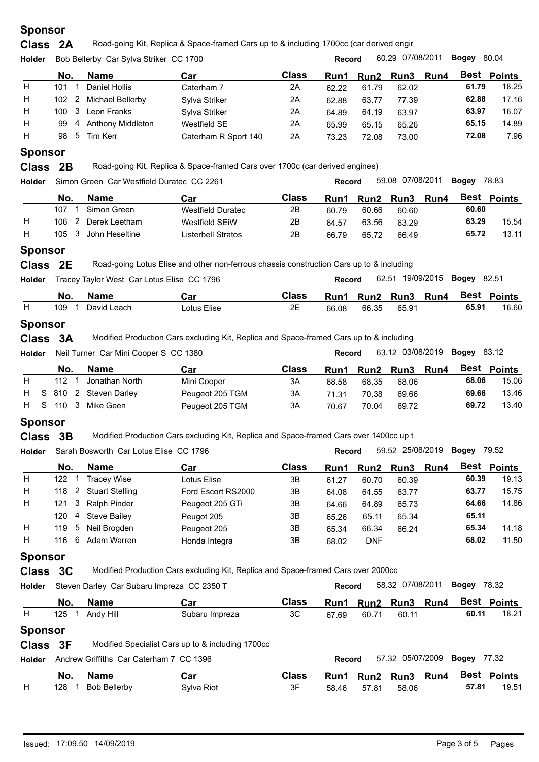**Sponsor**

## Class 2A

Road-going Kit, Replica & Space-framed Cars up to & including 1700cc (car derived engir

**Holder** Bob Bellerby Car Sylva Striker CC 1700 — **Record** 60.29 07/08/2011 — **Bogey** 80.04

| | No. | | Name | Car | Class | Run1 | Run2 | Run3 | Run4 | Best | Points |
|---|---|---|---|---|---|---|---|---|---|---|---|
| H | 101 | 1 | Daniel Hollis | Caterham 7 | 2A | 62.22 | 61.79 | 62.02 | | 61.79 | 18.25 |
| H | 102 | 2 | Michael Bellerby | Sylva Striker | 2A | 62.88 | 63.77 | 77.39 | | 62.88 | 17.16 |
| H | 100 | 3 | Leon Franks | Sylva Striker | 2A | 64.89 | 64.19 | 63.97 | | 63.97 | 16.07 |
| H | 99 | 4 | Anthony Middleton | Westfield SE | 2A | 65.99 | 65.15 | 65.26 | | 65.15 | 14.89 |
| H | 98 | 5 | Tim Kerr | Caterham R Sport 140 | 2A | 73.23 | 72.08 | 73.00 | | 72.08 | 7.96 |

**Sponsor**

## Class 2B

Road-going Kit, Replica & Space-framed Cars over 1700c (car derived engines)

**Holder** Simon Green Car Westfield Duratec CC 2261 — **Record** 59.08 07/08/2011 — **Bogey** 78.83

| | No. | | Name | Car | Class | Run1 | Run2 | Run3 | Run4 | Best | Points |
|---|---|---|---|---|---|---|---|---|---|---|---|
| | 107 | 1 | Simon Green | Westfield Duratec | 2B | 60.79 | 60.66 | 60.60 | | 60.60 | |
| H | 106 | 2 | Derek Leetham | Westfield SEiW | 2B | 64.57 | 63.56 | 63.29 | | 63.29 | 15.54 |
| H | 105 | 3 | John Heseltine | Listerbell Stratos | 2B | 66.79 | 65.72 | 66.49 | | 65.72 | 13.11 |

**Sponsor**

## Class 2E

Road-going Lotus Elise and other non-ferrous chassis construction Cars up to & including

**Holder** Tracey Taylor West Car Lotus Elise CC 1796 — **Record** 62.51 19/09/2015 — **Bogey** 82.51

| | No. | | Name | Car | Class | Run1 | Run2 | Run3 | Run4 | Best | Points |
|---|---|---|---|---|---|---|---|---|---|---|---|
| H | 109 | 1 | David Leach | Lotus Elise | 2E | 66.08 | 66.35 | 65.91 | | 65.91 | 16.60 |

**Sponsor**

## Class 3A

Modified Production Cars excluding Kit, Replica and Space-framed Cars up to & including

**Holder** Neil Turner Car Mini Cooper S CC 1380 — **Record** 63.12 03/08/2019 — **Bogey** 83.12

| | No. | | Name | Car | Class | Run1 | Run2 | Run3 | Run4 | Best | Points |
|---|---|---|---|---|---|---|---|---|---|---|---|
| H | 112 | 1 | Jonathan North | Mini Cooper | 3A | 68.58 | 68.35 | 68.06 | | 68.06 | 15.06 |
| H S | 810 | 2 | Steven Darley | Peugeot 205 TGM | 3A | 71.31 | 70.38 | 69.66 | | 69.66 | 13.46 |
| H S | 110 | 3 | Mike Geen | Peugeot 205 TGM | 3A | 70.67 | 70.04 | 69.72 | | 69.72 | 13.40 |

**Sponsor**

## Class 3B

Modified Production Cars excluding Kit, Replica and Space-framed Cars over 1400cc up t

**Holder** Sarah Bosworth Car Lotus Elise CC 1796 — **Record** 59.52 25/08/2019 — **Bogey** 79.52

| | No. | | Name | Car | Class | Run1 | Run2 | Run3 | Run4 | Best | Points |
|---|---|---|---|---|---|---|---|---|---|---|---|
| H | 122 | 1 | Tracey Wise | Lotus Elise | 3B | 61.27 | 60.70 | 60.39 | | 60.39 | 19.13 |
| H | 118 | 2 | Stuart Stelling | Ford Escort RS2000 | 3B | 64.08 | 64.55 | 63.77 | | 63.77 | 15.75 |
| H | 121 | 3 | Ralph Pinder | Peugeot 205 GTi | 3B | 64.66 | 64.89 | 65.73 | | 64.66 | 14.86 |
| | 120 | 4 | Steve Bailey | Peugot 205 | 3B | 65.26 | 65.11 | 65.34 | | 65.11 | |
| H | 119 | 5 | Neil Brogden | Peugeot 205 | 3B | 65.34 | 66.34 | 66.24 | | 65.34 | 14.18 |
| H | 116 | 6 | Adam Warren | Honda Integra | 3B | 68.02 | DNF | | | 68.02 | 11.50 |

**Sponsor**

## Class 3C

Modified Production Cars excluding Kit, Replica and Space-framed Cars over 2000cc

**Holder** Steven Darley Car Subaru Impreza CC 2350 T — **Record** 58.32 07/08/2011 — **Bogey** 78.32

| | No. | | Name | Car | Class | Run1 | Run2 | Run3 | Run4 | Best | Points |
|---|---|---|---|---|---|---|---|---|---|---|---|
| H | 125 | 1 | Andy Hill | Subaru Impreza | 3C | 67.69 | 60.71 | 60.11 | | 60.11 | 18.21 |

**Sponsor**

## Class 3F

Modified Specialist Cars up to & including 1700cc

**Holder** Andrew Griffiths Car Caterham 7 CC 1396 — **Record** 57.32 05/07/2009 — **Bogey** 77.32

| | No. | | Name | Car | Class | Run1 | Run2 | Run3 | Run4 | Best | Points |
|---|---|---|---|---|---|---|---|---|---|---|---|
| H | 128 | 1 | Bob Bellerby | Sylva Riot | 3F | 58.46 | 57.81 | 58.06 | | 57.81 | 19.51 |

Issued: 17:09.50 14/09/2019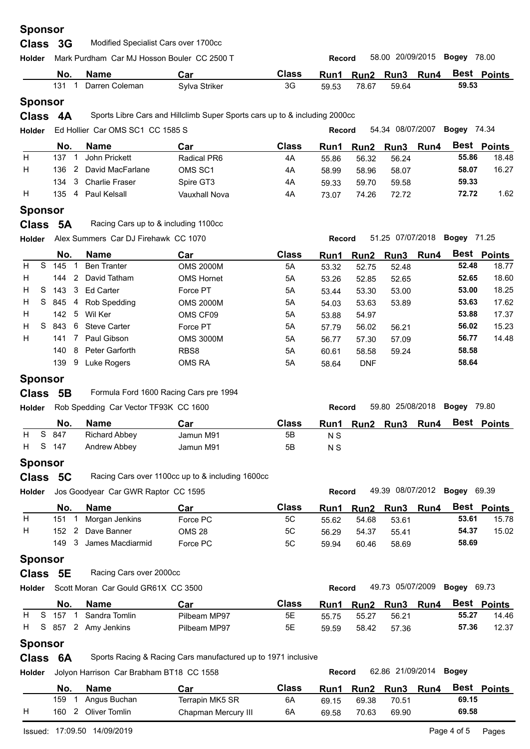## Sponsor

### Class 3G — Modified Specialist Cars over 1700cc

**Holder** Mark Purdham Car MJ Hosson Bouler CC 2500 T — **Record** 58.00 20/09/2015 **Bogey** 78.00

| | | No. | | Name | Car | Class | Run1 | Run2 | Run3 | Run4 | Best | Points |
|---|---|---|---|---|---|---|---|---|---|---|---|---|
| | | 131 | 1 | Darren Coleman | Sylva Striker | 3G | 59.53 | 78.67 | 59.64 | | 59.53 | |

## Sponsor

### Class 4A — Sports Libre Cars and Hillclimb Super Sports cars up to & including 2000cc

**Holder** Ed Hollier Car OMS SC1 CC 1585 S — **Record** 54.34 08/07/2007 **Bogey** 74.34

| | | No. | | Name | Car | Class | Run1 | Run2 | Run3 | Run4 | Best | Points |
|---|---|---|---|---|---|---|---|---|---|---|---|---|
| H | | 137 | 1 | John Prickett | Radical PR6 | 4A | 55.86 | 56.32 | 56.24 | | 55.86 | 18.48 |
| H | | 136 | 2 | David MacFarlane | OMS SC1 | 4A | 58.99 | 58.96 | 58.07 | | 58.07 | 16.27 |
| | | 134 | 3 | Charlie Fraser | Spire GT3 | 4A | 59.33 | 59.70 | 59.58 | | 59.33 | |
| H | | 135 | 4 | Paul Kelsall | Vauxhall Nova | 4A | 73.07 | 74.26 | 72.72 | | 72.72 | 1.62 |

## Sponsor

### Class 5A — Racing Cars up to & including 1100cc

**Holder** Alex Summers Car DJ Firehawk CC 1070 — **Record** 51.25 07/07/2018 **Bogey** 71.25

| | | No. | | Name | Car | Class | Run1 | Run2 | Run3 | Run4 | Best | Points |
|---|---|---|---|---|---|---|---|---|---|---|---|---|
| H | S | 145 | 1 | Ben Tranter | OMS 2000M | 5A | 53.32 | 52.75 | 52.48 | | 52.48 | 18.77 |
| H | | 144 | 2 | David Tatham | OMS Hornet | 5A | 53.26 | 52.85 | 52.65 | | 52.65 | 18.60 |
| H | S | 143 | 3 | Ed Carter | Force PT | 5A | 53.44 | 53.30 | 53.00 | | 53.00 | 18.25 |
| H | S | 845 | 4 | Rob Spedding | OMS 2000M | 5A | 54.03 | 53.63 | 53.89 | | 53.63 | 17.62 |
| H | | 142 | 5 | Wil Ker | OMS CF09 | 5A | 53.88 | 54.97 | | | 53.88 | 17.37 |
| H | S | 843 | 6 | Steve Carter | Force PT | 5A | 57.79 | 56.02 | 56.21 | | 56.02 | 15.23 |
| H | | 141 | 7 | Paul Gibson | OMS 3000M | 5A | 56.77 | 57.30 | 57.09 | | 56.77 | 14.48 |
| | | 140 | 8 | Peter Garforth | RBS8 | 5A | 60.61 | 58.58 | 59.24 | | 58.58 | |
| | | 139 | 9 | Luke Rogers | OMS RA | 5A | 58.64 | DNF | | | 58.64 | |

## Sponsor

### Class 5B — Formula Ford 1600 Racing Cars pre 1994

**Holder** Rob Spedding Car Vector TF93K CC 1600 — **Record** 59.80 25/08/2018 **Bogey** 79.80

| | | No. | | Name | Car | Class | Run1 | Run2 | Run3 | Run4 | Best | Points |
|---|---|---|---|---|---|---|---|---|---|---|---|---|
| H | S | 847 | | Richard Abbey | Jamun M91 | 5B | N S | | | | | |
| H | S | 147 | | Andrew Abbey | Jamun M91 | 5B | N S | | | | | |

## Sponsor

### Class 5C — Racing Cars over 1100cc up to & including 1600cc

**Holder** Jos Goodyear Car GWR Raptor CC 1595 — **Record** 49.39 08/07/2012 **Bogey** 69.39

| | | No. | | Name | Car | Class | Run1 | Run2 | Run3 | Run4 | Best | Points |
|---|---|---|---|---|---|---|---|---|---|---|---|---|
| H | | 151 | 1 | Morgan Jenkins | Force PC | 5C | 55.62 | 54.68 | 53.61 | | 53.61 | 15.78 |
| H | | 152 | 2 | Dave Banner | OMS 28 | 5C | 56.29 | 54.37 | 55.41 | | 54.37 | 15.02 |
| | | 149 | 3 | James Macdiarmid | Force PC | 5C | 59.94 | 60.46 | 58.69 | | 58.69 | |

## Sponsor

### Class 5E — Racing Cars over 2000cc

**Holder** Scott Moran Car Gould GR61X CC 3500 — **Record** 49.73 05/07/2009 **Bogey** 69.73

| | | No. | | Name | Car | Class | Run1 | Run2 | Run3 | Run4 | Best | Points |
|---|---|---|---|---|---|---|---|---|---|---|---|---|
| H | S | 157 | 1 | Sandra Tomlin | Pilbeam MP97 | 5E | 55.75 | 55.27 | 56.21 | | 55.27 | 14.46 |
| H | S | 857 | 2 | Amy Jenkins | Pilbeam MP97 | 5E | 59.59 | 58.42 | 57.36 | | 57.36 | 12.37 |

## Sponsor

### Class 6A — Sports Racing & Racing Cars manufactured up to 1971 inclusive

**Holder** Jolyon Harrison Car Brabham BT18 CC 1558 — **Record** 62.86 21/09/2014 **Bogey**

| | | No. | | Name | Car | Class | Run1 | Run2 | Run3 | Run4 | Best | Points |
|---|---|---|---|---|---|---|---|---|---|---|---|---|
| | | 159 | 1 | Angus Buchan | Terrapin MK5 SR | 6A | 69.15 | 69.38 | 70.51 | | 69.15 | |
| H | | 160 | 2 | Oliver Tomlin | Chapman Mercury III | 6A | 69.58 | 70.63 | 69.90 | | 69.58 | |

Issued: 17:09.50 14/09/2019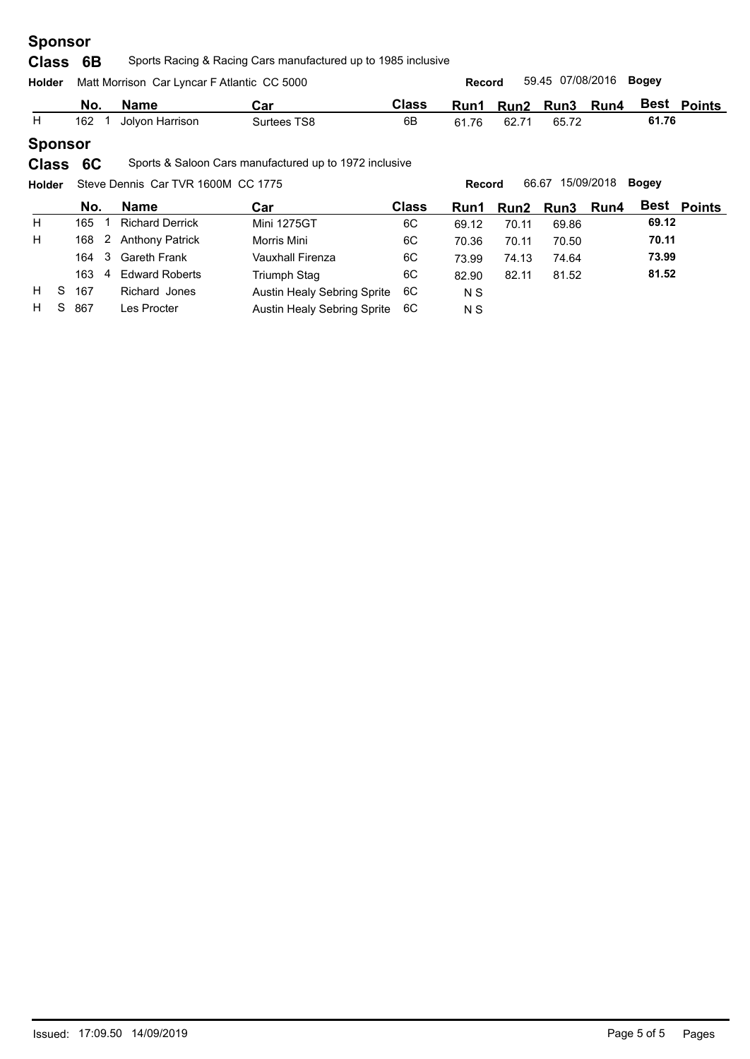**Sponsor**

**Class 6B** Sports Racing & Racing Cars manufactured up to 1985 inclusive

**Holder** Matt Morrison Car Lyncar F Atlantic CC 5000 **Record** 59.45 07/08/2016 **Bogey**

| | | No. | | Name | Car | Class | Run1 | Run2 | Run3 | Run4 | Best | Points |
|---|---|---|---|---|---|---|---|---|---|---|---|---|
| H | | 162 | 1 | Jolyon Harrison | Surtees TS8 | 6B | 61.76 | 62.71 | 65.72 | | **61.76** | |

**Sponsor**

**Class 6C** Sports & Saloon Cars manufactured up to 1972 inclusive

**Holder** Steve Dennis Car TVR 1600M CC 1775 **Record** 66.67 15/09/2018 **Bogey**

| | | No. | | Name | Car | Class | Run1 | Run2 | Run3 | Run4 | Best | Points |
|---|---|---|---|---|---|---|---|---|---|---|---|---|
| H | | 165 | 1 | Richard Derrick | Mini 1275GT | 6C | 69.12 | 70.11 | 69.86 | | **69.12** | |
| H | | 168 | 2 | Anthony Patrick | Morris Mini | 6C | 70.36 | 70.11 | 70.50 | | **70.11** | |
| | | 164 | 3 | Gareth Frank | Vauxhall Firenza | 6C | 73.99 | 74.13 | 74.64 | | **73.99** | |
| | | 163 | 4 | Edward Roberts | Triumph Stag | 6C | 82.90 | 82.11 | 81.52 | | **81.52** | |
| H | S | 167 | | Richard Jones | Austin Healy Sebring Sprite | 6C | N S | | | | | |
| H | S | 867 | | Les Procter | Austin Healy Sebring Sprite | 6C | N S | | | | | |

Issued: 17:09.50 14/09/2019